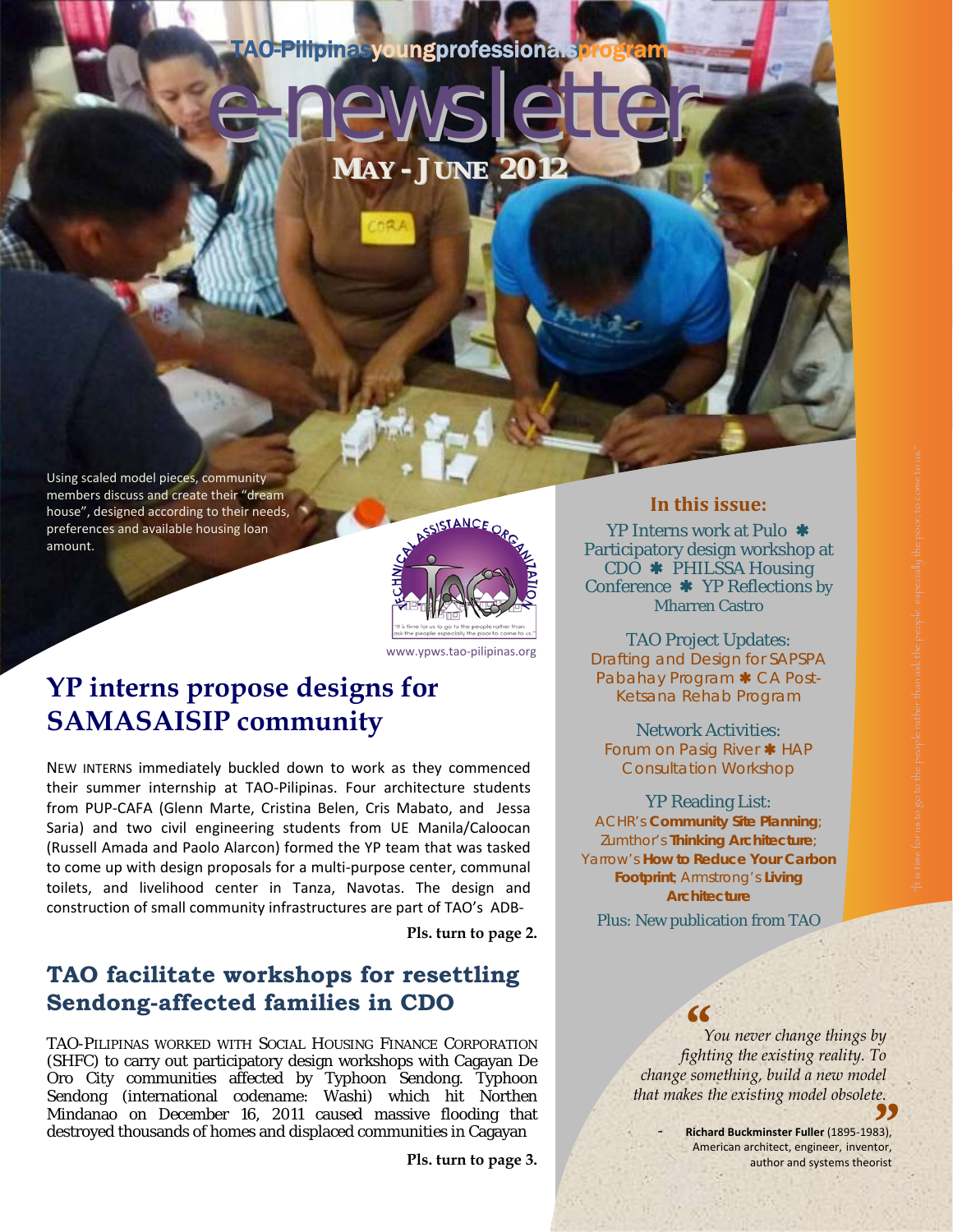TAO-Pilipinas young professionals program

# e-newsletter

**MAY - JUNE 2012**

Using scaled model pieces, community members discuss and create their "dream house", designed according to their needs, preferences and available housing loan amount.

www.ypws.tao-pilipinas.org

## YP interns propose designs for SAMASAISIP community

NEW INTERNS immediately buckled down to work as they commenced their summer internship at TAO-Pilipinas. Four architecture students from PUP-CAFA (Glenn Marte, Cristina Belen, Cris Mabato, and Jessa Saria) and two civil engineering students from UE Manila/Caloocan (Russell Amada and Paolo Alarcon) formed the YP team that was tasked to come up with design proposals for a multi-purpose center, communal toilets, and livelihood center in Tanza, Navotas. The design and construction of small community infrastructures are part of TAO's ADB-

**Pls. turn to page 2.**

## TAO facilitate workshops for resettling Sendong-affected families in CDO

TAO-PILIPINAS WORKED WITH SOCIAL HOUSING FINANCE CORPORATION (SHFC) to carry out participatory design workshops with Cagayan De Oro City communities affected by Typhoon Sendong. Typhoon Sendong (international codename: Washi) which hit Northen Mindanao on December 16, 2011 caused massive flooding that destroyed thousands of homes and displaced communities in Cagayan

**Pls. turn to page 3.**

### In this issue:

YP Interns work at Pulo ✱ Participatory design workshop at CDO ✱ PHILSSA Housing Conference ✱ YP Reflections by Mharren Castro

TAO Project Updates:
Drafting and Design for SAPSPA Pabahay Program ✱ CA Post-Ketsana Rehab Program

Network Activities:
Forum on Pasig River ✱ HAP Consultation Workshop

YP Reading List:
ACHR's **Community Site Planning**; Zumthor's **Thinking Architecture**; Yarrow's **How to Reduce Your Carbon Footprint**; Armstrong's **Living Architecture**

Plus: New publication from TAO

> *"You never change things by fighting the existing reality. To change something, build a new model that makes the existing model obsolete."*
>
> \- **Richard Buckminster Fuller** (1895-1983), American architect, engineer, inventor, author and systems theorist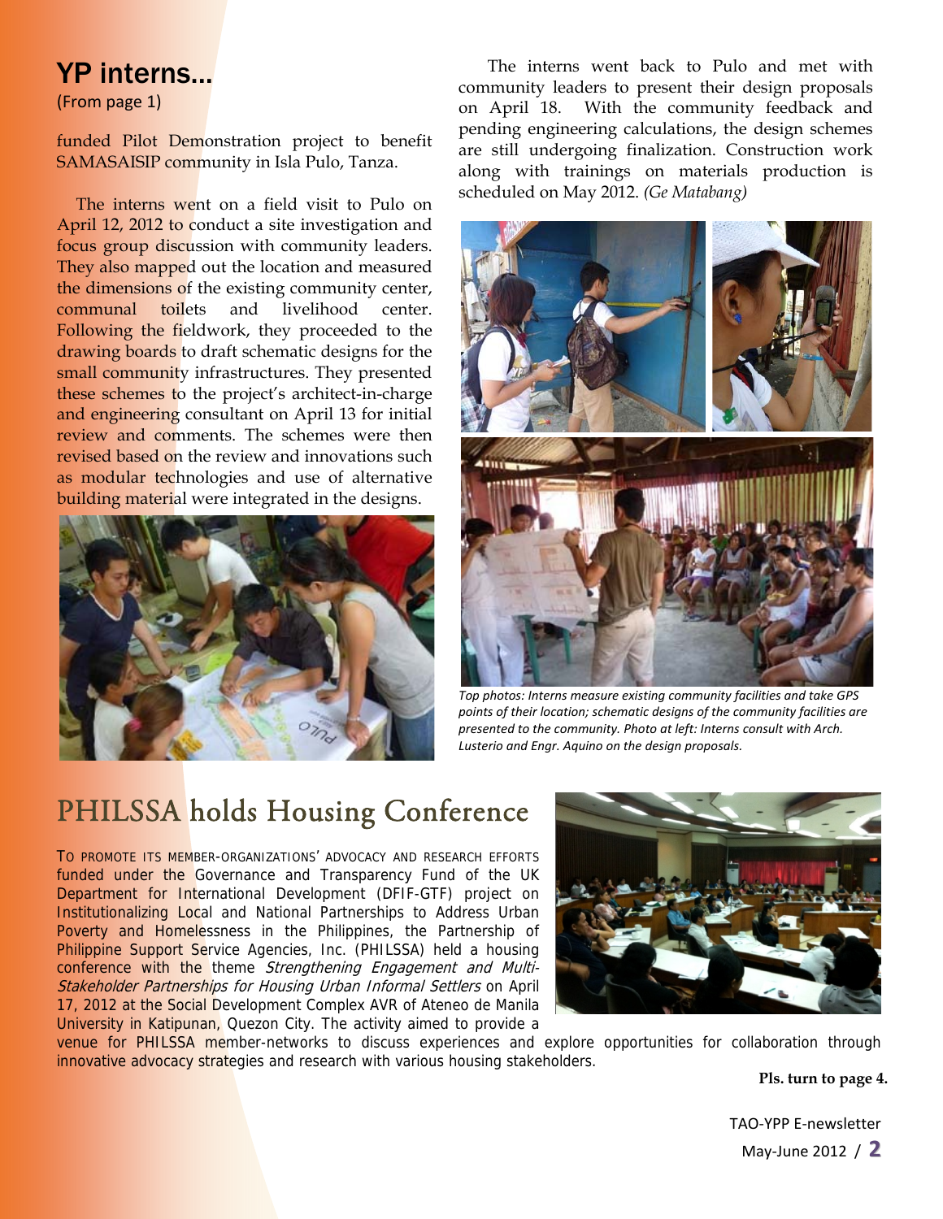## YP interns...

(From page 1)

funded Pilot Demonstration project to benefit SAMASAISIP community in Isla Pulo, Tanza.

The interns went on a field visit to Pulo on April 12, 2012 to conduct a site investigation and focus group discussion with community leaders. They also mapped out the location and measured the dimensions of the existing community center, communal toilets and livelihood center. Following the fieldwork, they proceeded to the drawing boards to draft schematic designs for the small community infrastructures. They presented these schemes to the project's architect-in-charge and engineering consultant on April 13 for initial review and comments. The schemes were then revised based on the review and innovations such as modular technologies and use of alternative building material were integrated in the designs.

The interns went back to Pulo and met with community leaders to present their design proposals on April 18. With the community feedback and pending engineering calculations, the design schemes are still undergoing finalization. Construction work along with trainings on materials production is scheduled on May 2012. *(Ge Matabang)*

*Top photos: Interns measure existing community facilities and take GPS points of their location; schematic designs of the community facilities are presented to the community. Photo at left: Interns consult with Arch. Lusterio and Engr. Aquino on the design proposals.*

## PHILSSA holds Housing Conference

TO PROMOTE ITS MEMBER-ORGANIZATIONS' ADVOCACY AND RESEARCH EFFORTS funded under the Governance and Transparency Fund of the UK Department for International Development (DFIF-GTF) project on Institutionalizing Local and National Partnerships to Address Urban Poverty and Homelessness in the Philippines, the Partnership of Philippine Support Service Agencies, Inc. (PHILSSA) held a housing conference with the theme *Strengthening Engagement and Multi-Stakeholder Partnerships for Housing Urban Informal Settlers* on April 17, 2012 at the Social Development Complex AVR of Ateneo de Manila University in Katipunan, Quezon City. The activity aimed to provide a venue for PHILSSA member-networks to discuss experiences and explore opportunities for collaboration through innovative advocacy strategies and research with various housing stakeholders.

**Pls. turn to page 4.**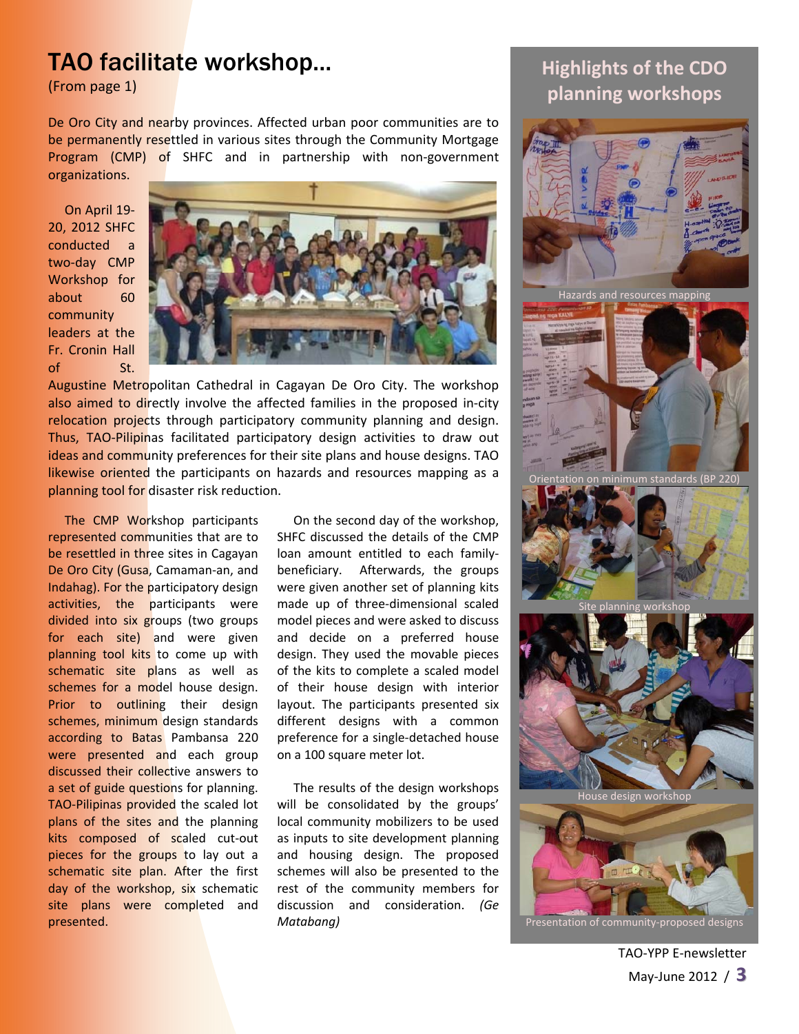# TAO facilitate workshop...

(From page 1)

De Oro City and nearby provinces. Affected urban poor communities are to be permanently resettled in various sites through the Community Mortgage Program (CMP) of SHFC and in partnership with non-government organizations.

On April 19-20, 2012 SHFC conducted a two-day CMP Workshop for about 60 community leaders at the Fr. Cronin Hall of St. Augustine Metropolitan Cathedral in Cagayan De Oro City. The workshop also aimed to directly involve the affected families in the proposed in-city relocation projects through participatory community planning and design. Thus, TAO-Pilipinas facilitated participatory design activities to draw out ideas and community preferences for their site plans and house designs. TAO likewise oriented the participants on hazards and resources mapping as a planning tool for disaster risk reduction.

The CMP Workshop participants represented communities that are to be resettled in three sites in Cagayan De Oro City (Gusa, Camaman-an, and Indahag). For the participatory design activities, the participants were divided into six groups (two groups for each site) and were given planning tool kits to come up with schematic site plans as well as schemes for a model house design. Prior to outlining their design schemes, minimum design standards according to Batas Pambansa 220 were presented and each group discussed their collective answers to a set of guide questions for planning. TAO-Pilipinas provided the scaled lot plans of the sites and the planning kits composed of scaled cut-out pieces for the groups to lay out a schematic site plan. After the first day of the workshop, six schematic site plans were completed and presented.

On the second day of the workshop, SHFC discussed the details of the CMP loan amount entitled to each family-beneficiary. Afterwards, the groups were given another set of planning kits made up of three-dimensional scaled model pieces and were asked to discuss and decide on a preferred house design. They used the movable pieces of the kits to complete a scaled model of their house design with interior layout. The participants presented six different designs with a common preference for a single-detached house on a 100 square meter lot.

The results of the design workshops will be consolidated by the groups' local community mobilizers to be used as inputs to site development planning and housing design. The proposed schemes will also be presented to the rest of the community members for discussion and consideration. *(Ge Matabang)*

## Highlights of the CDO planning workshops

Hazards and resources mapping

Orientation on minimum standards (BP 220)

Site planning workshop

House design workshop

Presentation of community-proposed designs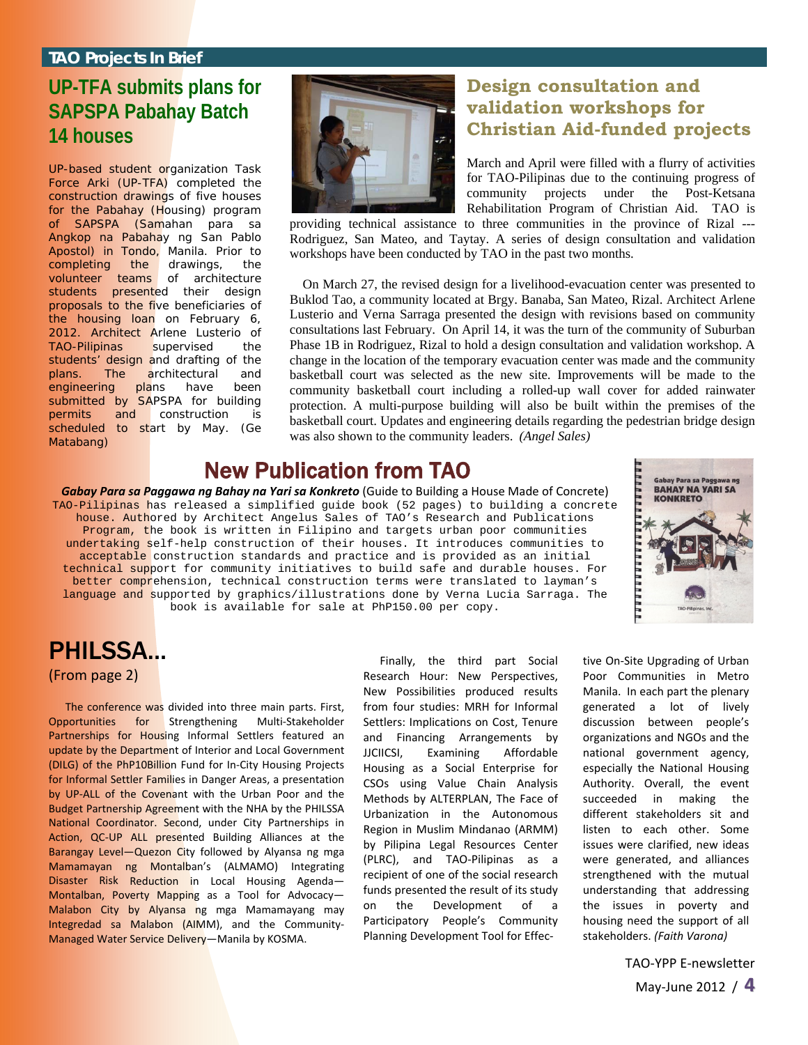## TAO Projects In Brief

## UP-TFA submits plans for SAPSPA Pabahay Batch 14 houses

UP-based student organization Task Force Arki (UP-TFA) completed the construction drawings of five houses for the Pabahay (Housing) program of SAPSPA (Samahan para sa Angkop na Pabahay ng San Pablo Apostol) in Tondo, Manila. Prior to completing the drawings, the volunteer teams of architecture students presented their design proposals to the five beneficiaries of the housing loan on February 6, 2012. Architect Arlene Lusterio of TAO-Pilipinas supervised the students' design and drafting of the plans. The architectural and engineering plans have been submitted by SAPSPA for building permits and construction is scheduled to start by May. (Ge Matabang)

## Design consultation and validation workshops for Christian Aid-funded projects

March and April were filled with a flurry of activities for TAO-Pilipinas due to the continuing progress of community projects under the Post-Ketsana Rehabilitation Program of Christian Aid. TAO is providing technical assistance to three communities in the province of Rizal --- Rodriguez, San Mateo, and Taytay. A series of design consultation and validation workshops have been conducted by TAO in the past two months.

On March 27, the revised design for a livelihood-evacuation center was presented to Buklod Tao, a community located at Brgy. Banaba, San Mateo, Rizal. Architect Arlene Lusterio and Verna Sarraga presented the design with revisions based on community consultations last February. On April 14, it was the turn of the community of Suburban Phase 1B in Rodriguez, Rizal to hold a design consultation and validation workshop. A change in the location of the temporary evacuation center was made and the community basketball court was selected as the new site. Improvements will be made to the community basketball court including a rolled-up wall cover for added rainwater protection. A multi-purpose building will also be built within the premises of the basketball court. Updates and engineering details regarding the pedestrian bridge design was also shown to the community leaders. *(Angel Sales)*

## New Publication from TAO

***Gabay Para sa Paggawa ng Bahay na Yari sa Konkreto*** (Guide to Building a House Made of Concrete)

TAO-Pilipinas has released a simplified guide book (52 pages) to building a concrete house. Authored by Architect Angelus Sales of TAO's Research and Publications Program, the book is written in Filipino and targets urban poor communities undertaking self-help construction of their houses. It introduces communities to acceptable construction standards and practice and is provided as an initial technical support for community initiatives to build safe and durable houses. For better comprehension, technical construction terms were translated to layman's language and supported by graphics/illustrations done by Verna Lucia Sarraga. The book is available for sale at PhP150.00 per copy.

## PHILSSA...

(From page 2)

The conference was divided into three main parts. First, Opportunities for Strengthening Multi-Stakeholder Partnerships for Housing Informal Settlers featured an update by the Department of Interior and Local Government (DILG) of the PhP10Billion Fund for In-City Housing Projects for Informal Settler Families in Danger Areas, a presentation by UP-ALL of the Covenant with the Urban Poor and the Budget Partnership Agreement with the NHA by the PHILSSA National Coordinator. Second, under City Partnerships in Action, QC-UP ALL presented Building Alliances at the Barangay Level—Quezon City followed by Alyansa ng mga Mamamayan ng Montalban's (ALMAMO) Integrating Disaster Risk Reduction in Local Housing Agenda—Montalban, Poverty Mapping as a Tool for Advocacy—Malabon City by Alyansa ng mga Mamamayang may Integredad sa Malabon (AIMM), and the Community-Managed Water Service Delivery—Manila by KOSMA.

Finally, the third part Social Research Hour: New Perspectives, New Possibilities produced results from four studies: MRH for Informal Settlers: Implications on Cost, Tenure and Financing Arrangements by JJCIICSI, Examining Affordable Housing as a Social Enterprise for CSOs using Value Chain Analysis Methods by ALTERPLAN, The Face of Urbanization in the Autonomous Region in Muslim Mindanao (ARMM) by Pilipina Legal Resources Center (PLRC), and TAO-Pilipinas as a recipient of one of the social research funds presented the result of its study on the Development of a Participatory People's Community Planning Development Tool for Effective On-Site Upgrading of Urban Poor Communities in Metro Manila. In each part the plenary generated a lot of lively discussion between people's organizations and NGOs and the national government agency, especially the National Housing Authority. Overall, the event succeeded in making the different stakeholders sit and listen to each other. Some issues were clarified, new ideas were generated, and alliances strengthened with the mutual understanding that addressing the issues in poverty and housing need the support of all stakeholders. *(Faith Varona)*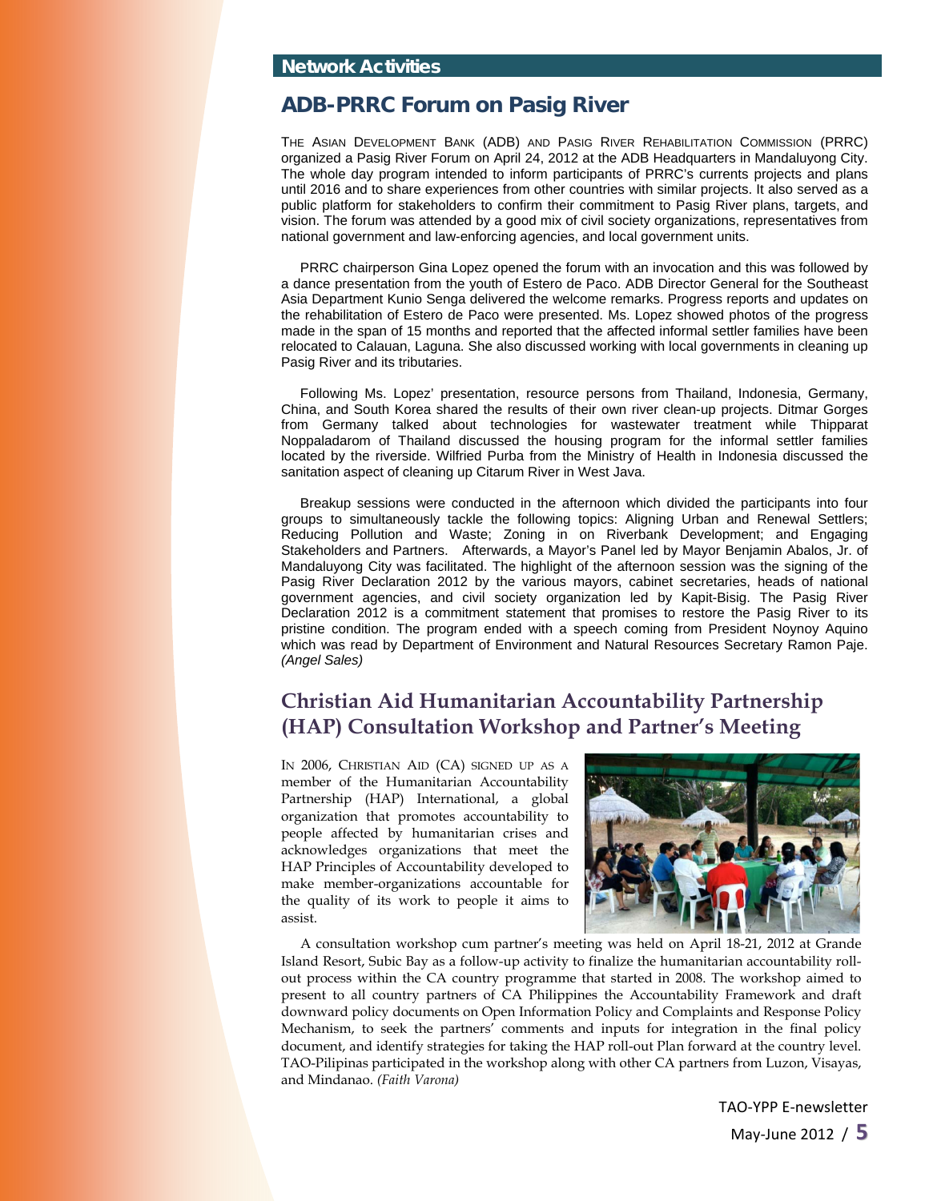## Network Activities

# ADB-PRRC Forum on Pasig River

THE ASIAN DEVELOPMENT BANK (ADB) AND PASIG RIVER REHABILITATION COMMISSION (PRRC) organized a Pasig River Forum on April 24, 2012 at the ADB Headquarters in Mandaluyong City. The whole day program intended to inform participants of PRRC's currents projects and plans until 2016 and to share experiences from other countries with similar projects. It also served as a public platform for stakeholders to confirm their commitment to Pasig River plans, targets, and vision. The forum was attended by a good mix of civil society organizations, representatives from national government and law-enforcing agencies, and local government units.

PRRC chairperson Gina Lopez opened the forum with an invocation and this was followed by a dance presentation from the youth of Estero de Paco. ADB Director General for the Southeast Asia Department Kunio Senga delivered the welcome remarks. Progress reports and updates on the rehabilitation of Estero de Paco were presented. Ms. Lopez showed photos of the progress made in the span of 15 months and reported that the affected informal settler families have been relocated to Calauan, Laguna. She also discussed working with local governments in cleaning up Pasig River and its tributaries.

Following Ms. Lopez' presentation, resource persons from Thailand, Indonesia, Germany, China, and South Korea shared the results of their own river clean-up projects. Ditmar Gorges from Germany talked about technologies for wastewater treatment while Thipparat Noppaladarom of Thailand discussed the housing program for the informal settler families located by the riverside. Wilfried Purba from the Ministry of Health in Indonesia discussed the sanitation aspect of cleaning up Citarum River in West Java.

Breakup sessions were conducted in the afternoon which divided the participants into four groups to simultaneously tackle the following topics: Aligning Urban and Renewal Settlers; Reducing Pollution and Waste; Zoning in on Riverbank Development; and Engaging Stakeholders and Partners. Afterwards, a Mayor's Panel led by Mayor Benjamin Abalos, Jr. of Mandaluyong City was facilitated. The highlight of the afternoon session was the signing of the Pasig River Declaration 2012 by the various mayors, cabinet secretaries, heads of national government agencies, and civil society organization led by Kapit-Bisig. The Pasig River Declaration 2012 is a commitment statement that promises to restore the Pasig River to its pristine condition. The program ended with a speech coming from President Noynoy Aquino which was read by Department of Environment and Natural Resources Secretary Ramon Paje. *(Angel Sales)*

# Christian Aid Humanitarian Accountability Partnership (HAP) Consultation Workshop and Partner's Meeting

IN 2006, CHRISTIAN AID (CA) SIGNED UP AS A member of the Humanitarian Accountability Partnership (HAP) International, a global organization that promotes accountability to people affected by humanitarian crises and acknowledges organizations that meet the HAP Principles of Accountability developed to make member-organizations accountable for the quality of its work to people it aims to assist.

A consultation workshop cum partner's meeting was held on April 18-21, 2012 at Grande Island Resort, Subic Bay as a follow-up activity to finalize the humanitarian accountability roll-out process within the CA country programme that started in 2008. The workshop aimed to present to all country partners of CA Philippines the Accountability Framework and draft downward policy documents on Open Information Policy and Complaints and Response Policy Mechanism, to seek the partners' comments and inputs for integration in the final policy document, and identify strategies for taking the HAP roll-out Plan forward at the country level. TAO-Pilipinas participated in the workshop along with other CA partners from Luzon, Visayas, and Mindanao. *(Faith Varona)*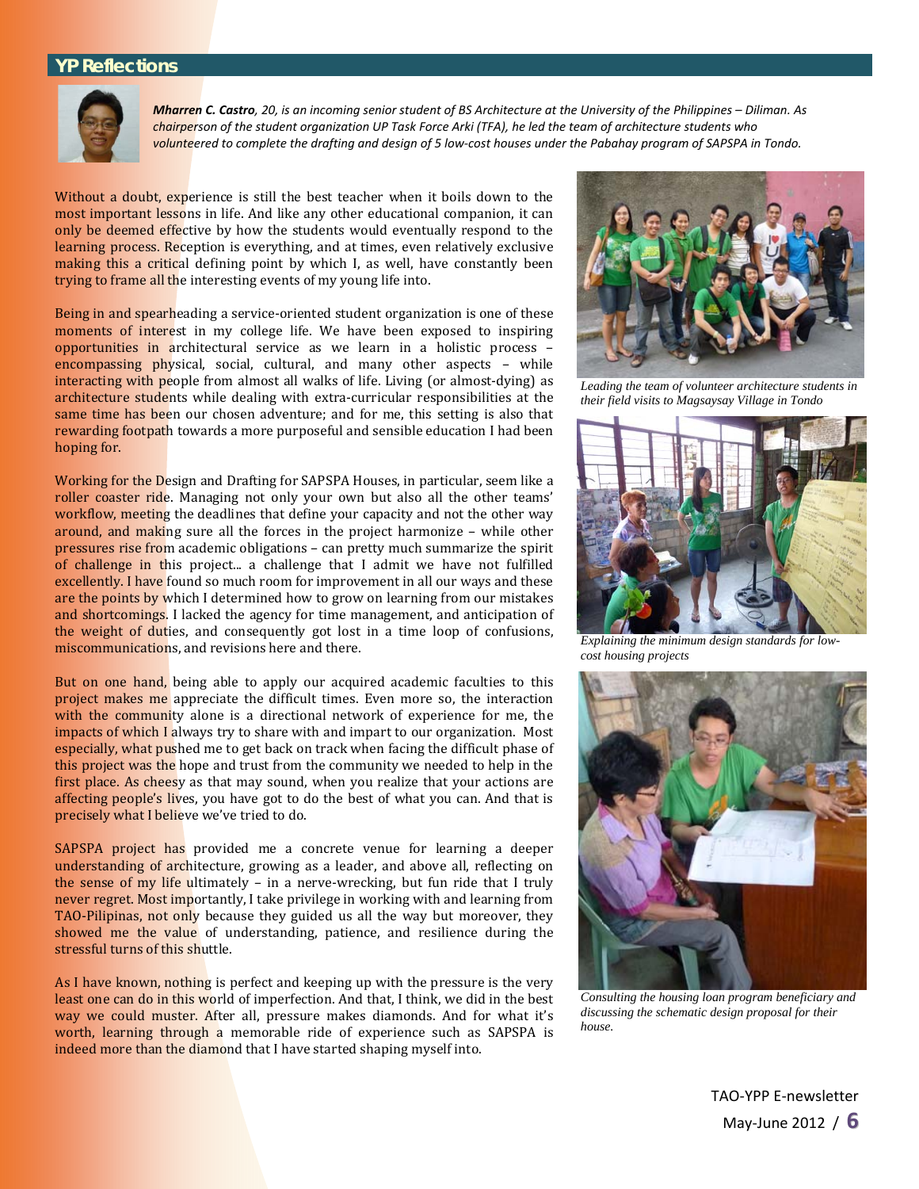## YP Reflections

***Mharren C. Castro**, 20, is an incoming senior student of BS Architecture at the University of the Philippines – Diliman. As chairperson of the student organization UP Task Force Arki (TFA), he led the team of architecture students who volunteered to complete the drafting and design of 5 low-cost houses under the Pabahay program of SAPSPA in Tondo.*

Without a doubt, experience is still the best teacher when it boils down to the most important lessons in life. And like any other educational companion, it can only be deemed effective by how the students would eventually respond to the learning process. Reception is everything, and at times, even relatively exclusive making this a critical defining point by which I, as well, have constantly been trying to frame all the interesting events of my young life into.

Being in and spearheading a service-oriented student organization is one of these moments of interest in my college life. We have been exposed to inspiring opportunities in architectural service as we learn in a holistic process – encompassing physical, social, cultural, and many other aspects – while interacting with people from almost all walks of life. Living (or almost-dying) as architecture students while dealing with extra-curricular responsibilities at the same time has been our chosen adventure; and for me, this setting is also that rewarding footpath towards a more purposeful and sensible education I had been hoping for.

Working for the Design and Drafting for SAPSPA Houses, in particular, seem like a roller coaster ride. Managing not only your own but also all the other teams' workflow, meeting the deadlines that define your capacity and not the other way around, and making sure all the forces in the project harmonize – while other pressures rise from academic obligations – can pretty much summarize the spirit of challenge in this project... a challenge that I admit we have not fulfilled excellently. I have found so much room for improvement in all our ways and these are the points by which I determined how to grow on learning from our mistakes and shortcomings. I lacked the agency for time management, and anticipation of the weight of duties, and consequently got lost in a time loop of confusions, miscommunications, and revisions here and there.

But on one hand, being able to apply our acquired academic faculties to this project makes me appreciate the difficult times. Even more so, the interaction with the community alone is a directional network of experience for me, the impacts of which I always try to share with and impart to our organization. Most especially, what pushed me to get back on track when facing the difficult phase of this project was the hope and trust from the community we needed to help in the first place. As cheesy as that may sound, when you realize that your actions are affecting people's lives, you have got to do the best of what you can. And that is precisely what I believe we've tried to do.

SAPSPA project has provided me a concrete venue for learning a deeper understanding of architecture, growing as a leader, and above all, reflecting on the sense of my life ultimately – in a nerve-wrecking, but fun ride that I truly never regret. Most importantly, I take privilege in working with and learning from TAO-Pilipinas, not only because they guided us all the way but moreover, they showed me the value of understanding, patience, and resilience during the stressful turns of this shuttle.

As I have known, nothing is perfect and keeping up with the pressure is the very least one can do in this world of imperfection. And that, I think, we did in the best way we could muster. After all, pressure makes diamonds. And for what it's worth, learning through a memorable ride of experience such as SAPSPA is indeed more than the diamond that I have started shaping myself into.

*Leading the team of volunteer architecture students in their field visits to Magsaysay Village in Tondo*

*Explaining the minimum design standards for low-cost housing projects*

*Consulting the housing loan program beneficiary and discussing the schematic design proposal for their house.*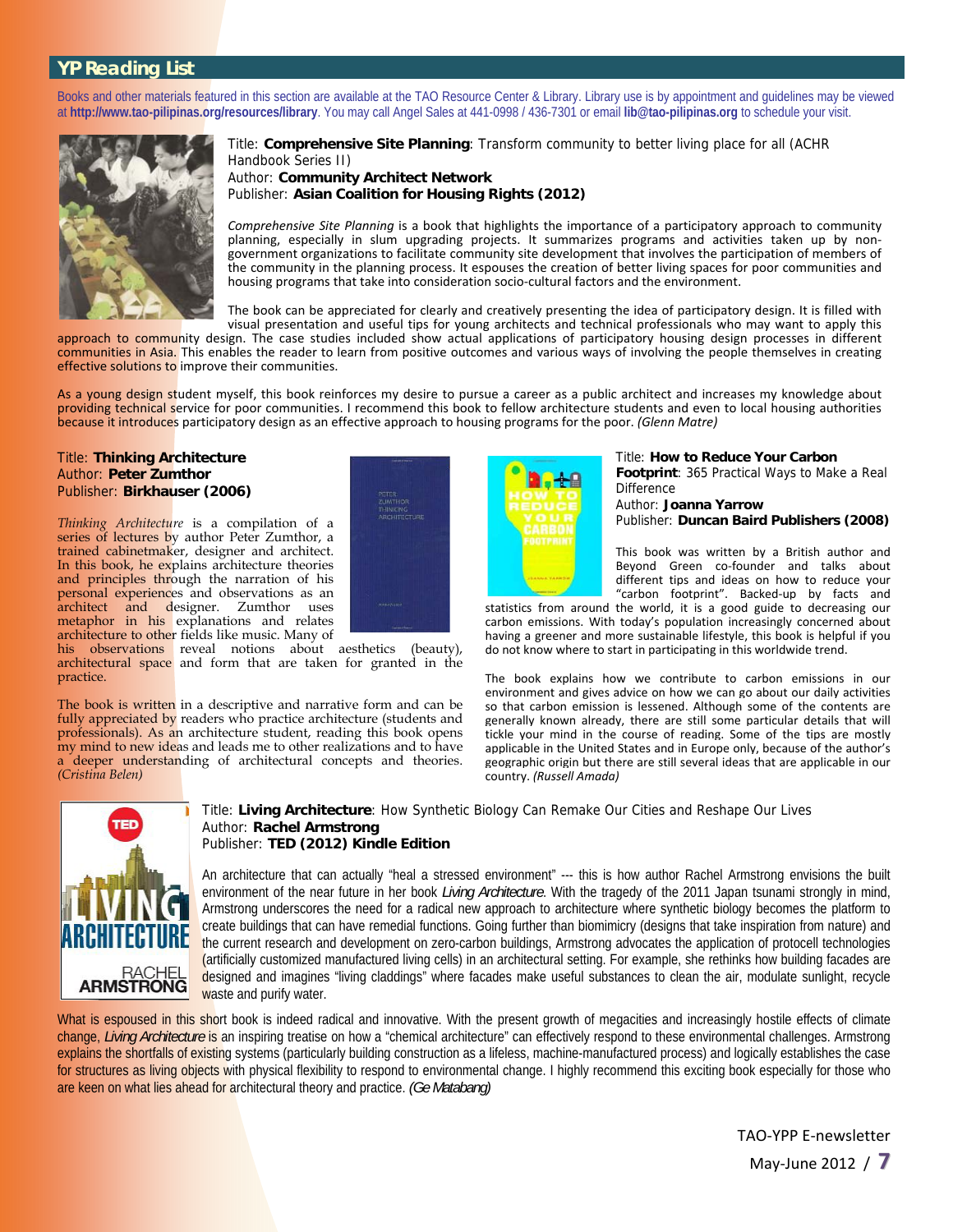## YP Reading List

Books and other materials featured in this section are available at the TAO Resource Center & Library. Library use is by appointment and guidelines may be viewed at **http://www.tao-pilipinas.org/resources/library**. You may call Angel Sales at 441-0998 / 436-7301 or email **lib@tao-pilipinas.org** to schedule your visit.

Title: **Comprehensive Site Planning**: Transform community to better living place for all (ACHR Handbook Series II)
Author: **Community Architect Network**
Publisher: **Asian Coalition for Housing Rights (2012)**

*Comprehensive Site Planning* is a book that highlights the importance of a participatory approach to community planning, especially in slum upgrading projects. It summarizes programs and activities taken up by non-government organizations to facilitate community site development that involves the participation of members of the community in the planning process. It espouses the creation of better living spaces for poor communities and housing programs that take into consideration socio-cultural factors and the environment.

The book can be appreciated for clearly and creatively presenting the idea of participatory design. It is filled with visual presentation and useful tips for young architects and technical professionals who may want to apply this approach to community design. The case studies included show actual applications of participatory housing design processes in different communities in Asia. This enables the reader to learn from positive outcomes and various ways of involving the people themselves in creating effective solutions to improve their communities.

As a young design student myself, this book reinforces my desire to pursue a career as a public architect and increases my knowledge about providing technical service for poor communities. I recommend this book to fellow architecture students and even to local housing authorities because it introduces participatory design as an effective approach to housing programs for the poor. *(Glenn Matre)*

Title: **Thinking Architecture**
Author: **Peter Zumthor**
Publisher: **Birkhauser (2006)**

*Thinking Architecture* is a compilation of a series of lectures by author Peter Zumthor, a trained cabinetmaker, designer and architect. In this book, he explains architecture theories and principles through the narration of his personal experiences and observations as an architect and designer. Zumthor uses metaphor in his explanations and relates architecture to other fields like music. Many of his observations reveal notions about aesthetics (beauty), architectural space and form that are taken for granted in the practice.

The book is written in a descriptive and narrative form and can be fully appreciated by readers who practice architecture (students and professionals). As an architecture student, reading this book opens my mind to new ideas and leads me to other realizations and to have a deeper understanding of architectural concepts and theories. *(Cristina Belen)*

Title: **How to Reduce Your Carbon Footprint**: 365 Practical Ways to Make a Real Difference
Author: **Joanna Yarrow**
Publisher: **Duncan Baird Publishers (2008)**

This book was written by a British author and Beyond Green co-founder and talks about different tips and ideas on how to reduce your "carbon footprint". Backed-up by facts and statistics from around the world, it is a good guide to decreasing our carbon emissions. With today's population increasingly concerned about having a greener and more sustainable lifestyle, this book is helpful if you do not know where to start in participating in this worldwide trend.

The book explains how we contribute to carbon emissions in our environment and gives advice on how we can go about our daily activities so that carbon emission is lessened. Although some of the contents are generally known already, there are still some particular details that will tickle your mind in the course of reading. Some of the tips are mostly applicable in the United States and in Europe only, because of the author's geographic origin but there are still several ideas that are applicable in our country. *(Russell Amada)*

Title: **Living Architecture**: How Synthetic Biology Can Remake Our Cities and Reshape Our Lives
Author: **Rachel Armstrong**
Publisher: **TED (2012) Kindle Edition**

An architecture that can actually "heal a stressed environment" --- this is how author Rachel Armstrong envisions the built environment of the near future in her book *Living Architecture*. With the tragedy of the 2011 Japan tsunami strongly in mind, Armstrong underscores the need for a radical new approach to architecture where synthetic biology becomes the platform to create buildings that can have remedial functions. Going further than biomimicry (designs that take inspiration from nature) and the current research and development on zero-carbon buildings, Armstrong advocates the application of protocell technologies (artificially customized manufactured living cells) in an architectural setting. For example, she rethinks how building facades are designed and imagines "living claddings" where facades make useful substances to clean the air, modulate sunlight, recycle waste and purify water.

What is espoused in this short book is indeed radical and innovative. With the present growth of megacities and increasingly hostile effects of climate change, *Living Architecture* is an inspiring treatise on how a "chemical architecture" can effectively respond to these environmental challenges. Armstrong explains the shortfalls of existing systems (particularly building construction as a lifeless, machine-manufactured process) and logically establishes the case for structures as living objects with physical flexibility to respond to environmental change. I highly recommend this exciting book especially for those who are keen on what lies ahead for architectural theory and practice. *(Ge Matabang)*